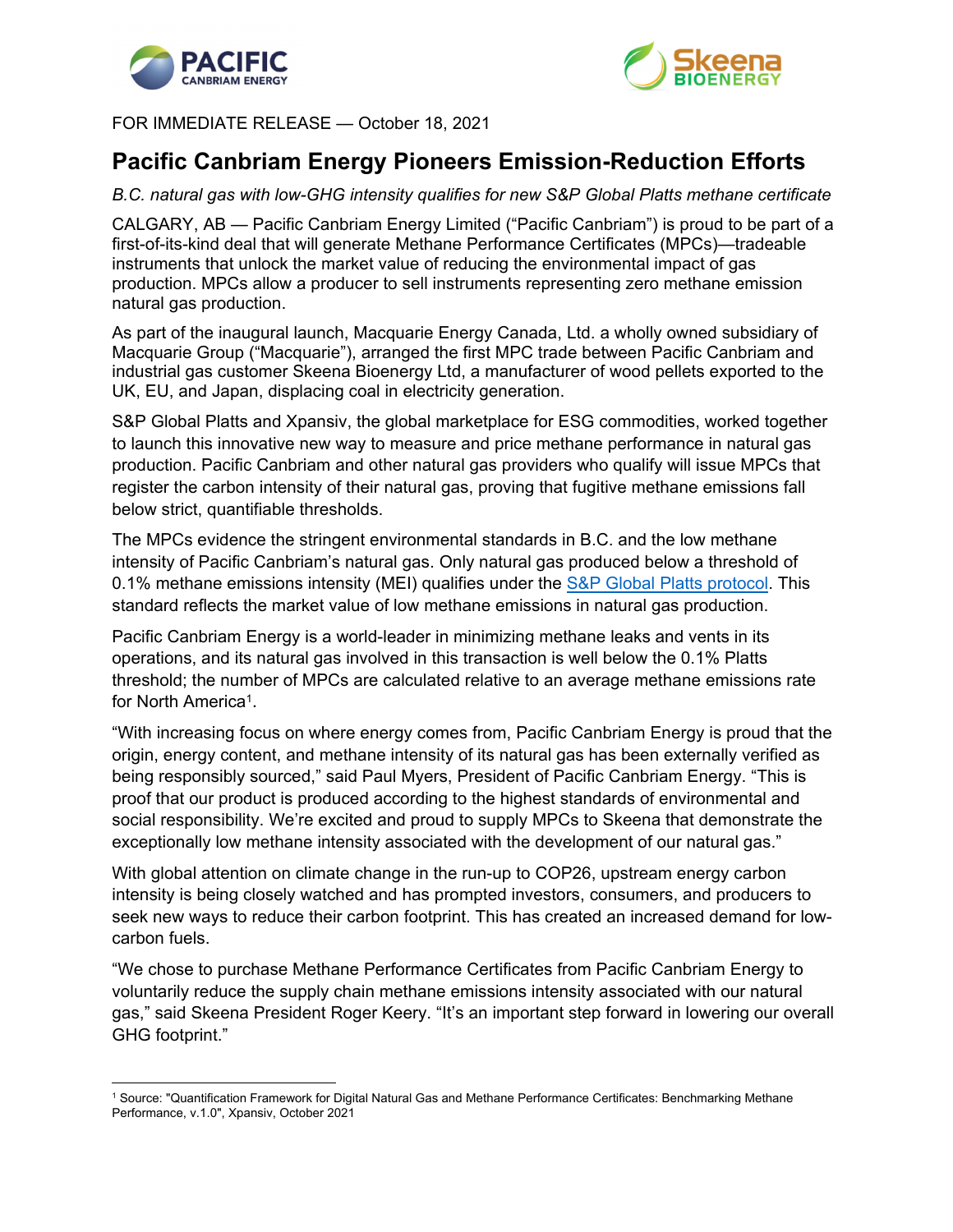FOR IMMEDIATE RELEASE — October 18, 2021

# Pacific Canbriam Energy Pioneers Emission-Reduction Efforts

*B.C. natural gas with low-GHG intensity qualifies for new S&P Global Platts methane certificate*

CALGARY, AB — Pacific Canbriam Energy Limited ("Pacific Canbriam") is proud to be part of a first-of-its-kind deal that will generate Methane Performance Certificates (MPCs)—tradeable instruments that unlock the market value of reducing the environmental impact of gas production. MPCs allow a producer to sell instruments representing zero methane emission natural gas production.

As part of the inaugural launch, Macquarie Energy Canada, Ltd. a wholly owned subsidiary of Macquarie Group ("Macquarie"), arranged the first MPC trade between Pacific Canbriam and industrial gas customer Skeena Bioenergy Ltd, a manufacturer of wood pellets exported to the UK, EU, and Japan, displacing coal in electricity generation.

S&P Global Platts and Xpansiv, the global marketplace for ESG commodities, worked together to launch this innovative new way to measure and price methane performance in natural gas production. Pacific Canbriam and other natural gas providers who qualify will issue MPCs that register the carbon intensity of their natural gas, proving that fugitive methane emissions fall below strict, quantifiable thresholds.

The MPCs evidence the stringent environmental standards in B.C. and the low methane intensity of Pacific Canbriam's natural gas. Only natural gas produced below a threshold of 0.1% methane emissions intensity (MEI) qualifies under the S&P Global Platts protocol. This standard reflects the market value of low methane emissions in natural gas production.

Pacific Canbriam Energy is a world-leader in minimizing methane leaks and vents in its operations, and its natural gas involved in this transaction is well below the 0.1% Platts threshold; the number of MPCs are calculated relative to an average methane emissions rate for North America[1].

"With increasing focus on where energy comes from, Pacific Canbriam Energy is proud that the origin, energy content, and methane intensity of its natural gas has been externally verified as being responsibly sourced," said Paul Myers, President of Pacific Canbriam Energy. "This is proof that our product is produced according to the highest standards of environmental and social responsibility. We're excited and proud to supply MPCs to Skeena that demonstrate the exceptionally low methane intensity associated with the development of our natural gas."

With global attention on climate change in the run-up to COP26, upstream energy carbon intensity is being closely watched and has prompted investors, consumers, and producers to seek new ways to reduce their carbon footprint. This has created an increased demand for low-carbon fuels.

"We chose to purchase Methane Performance Certificates from Pacific Canbriam Energy to voluntarily reduce the supply chain methane emissions intensity associated with our natural gas," said Skeena President Roger Keery. "It's an important step forward in lowering our overall GHG footprint."

[1] Source: "Quantification Framework for Digital Natural Gas and Methane Performance Certificates: Benchmarking Methane Performance, v.1.0", Xpansiv, October 2021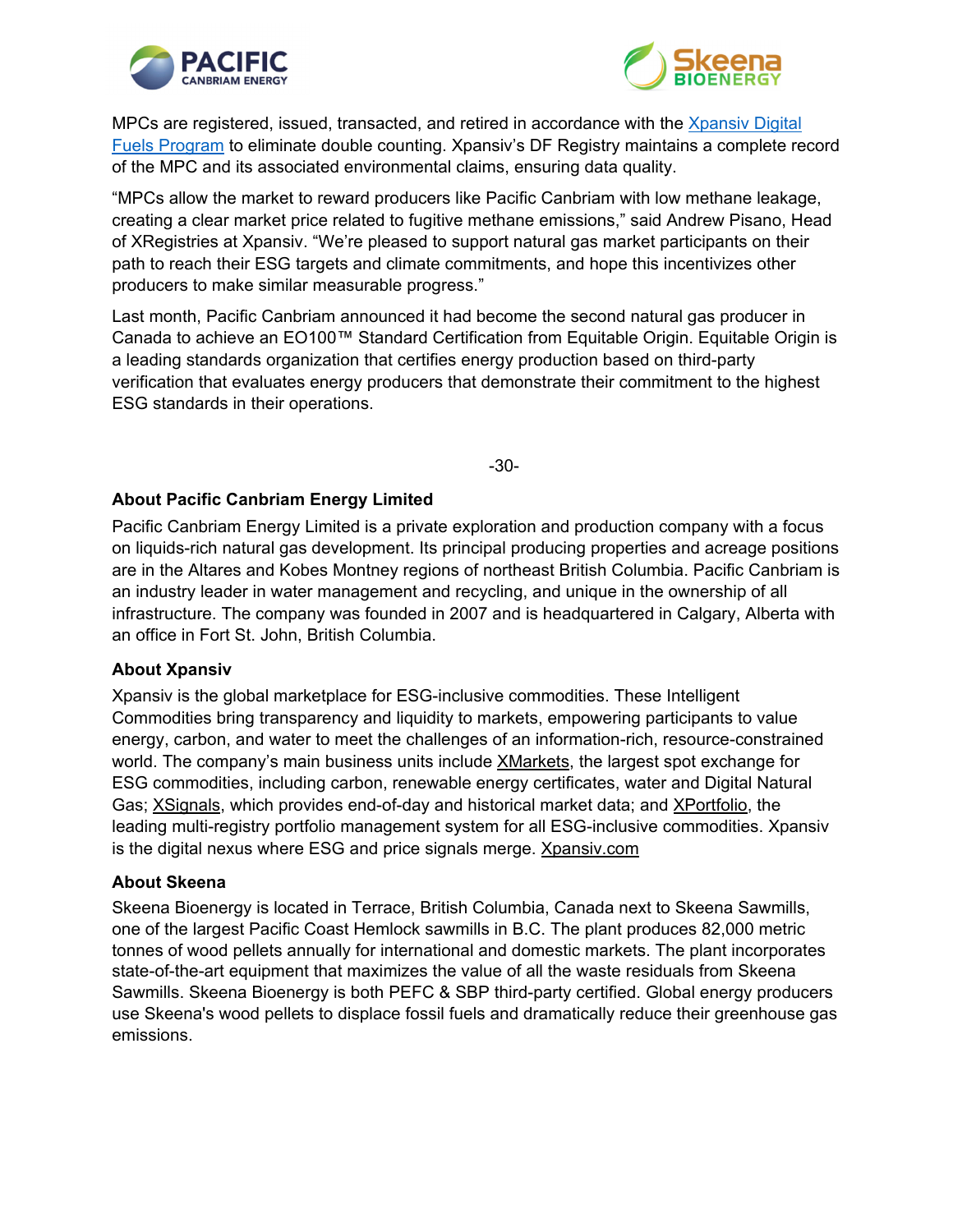MPCs are registered, issued, transacted, and retired in accordance with the [Xpansiv Digital Fuels Program] to eliminate double counting. Xpansiv's DF Registry maintains a complete record of the MPC and its associated environmental claims, ensuring data quality.

"MPCs allow the market to reward producers like Pacific Canbriam with low methane leakage, creating a clear market price related to fugitive methane emissions," said Andrew Pisano, Head of XRegistries at Xpansiv. "We're pleased to support natural gas market participants on their path to reach their ESG targets and climate commitments, and hope this incentivizes other producers to make similar measurable progress."

Last month, Pacific Canbriam announced it had become the second natural gas producer in Canada to achieve an EO100™ Standard Certification from Equitable Origin. Equitable Origin is a leading standards organization that certifies energy production based on third-party verification that evaluates energy producers that demonstrate their commitment to the highest ESG standards in their operations.

-30-

**About Pacific Canbriam Energy Limited**

Pacific Canbriam Energy Limited is a private exploration and production company with a focus on liquids-rich natural gas development. Its principal producing properties and acreage positions are in the Altares and Kobes Montney regions of northeast British Columbia. Pacific Canbriam is an industry leader in water management and recycling, and unique in the ownership of all infrastructure. The company was founded in 2007 and is headquartered in Calgary, Alberta with an office in Fort St. John, British Columbia.

**About Xpansiv**

Xpansiv is the global marketplace for ESG-inclusive commodities. These Intelligent Commodities bring transparency and liquidity to markets, empowering participants to value energy, carbon, and water to meet the challenges of an information-rich, resource-constrained world. The company's main business units include XMarkets, the largest spot exchange for ESG commodities, including carbon, renewable energy certificates, water and Digital Natural Gas; XSignals, which provides end-of-day and historical market data; and XPortfolio, the leading multi-registry portfolio management system for all ESG-inclusive commodities. Xpansiv is the digital nexus where ESG and price signals merge. Xpansiv.com

**About Skeena**

Skeena Bioenergy is located in Terrace, British Columbia, Canada next to Skeena Sawmills, one of the largest Pacific Coast Hemlock sawmills in B.C. The plant produces 82,000 metric tonnes of wood pellets annually for international and domestic markets. The plant incorporates state-of-the-art equipment that maximizes the value of all the waste residuals from Skeena Sawmills. Skeena Bioenergy is both PEFC & SBP third-party certified. Global energy producers use Skeena's wood pellets to displace fossil fuels and dramatically reduce their greenhouse gas emissions.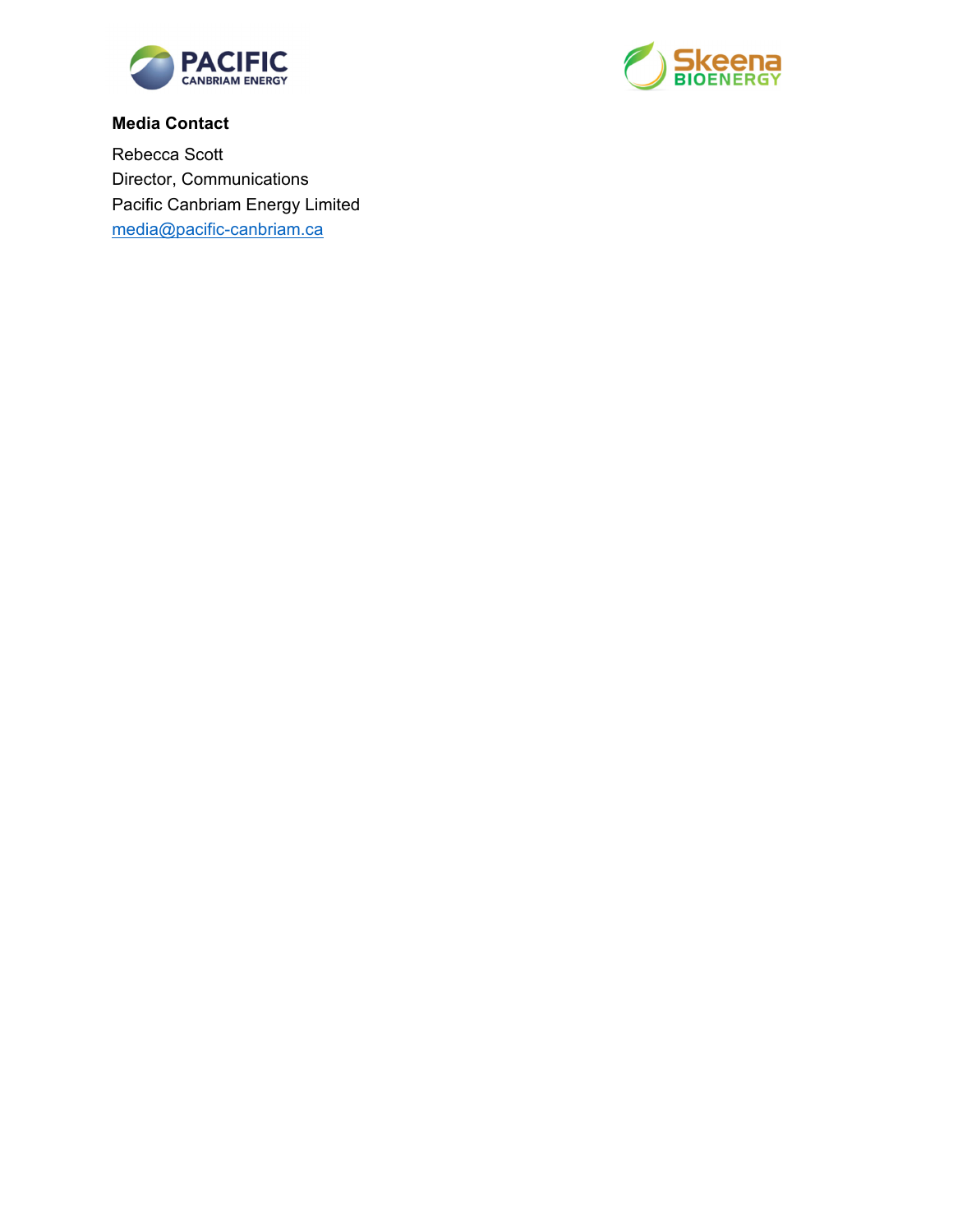**Media Contact**

Rebecca Scott
Director, Communications
Pacific Canbriam Energy Limited
media@pacific-canbriam.ca